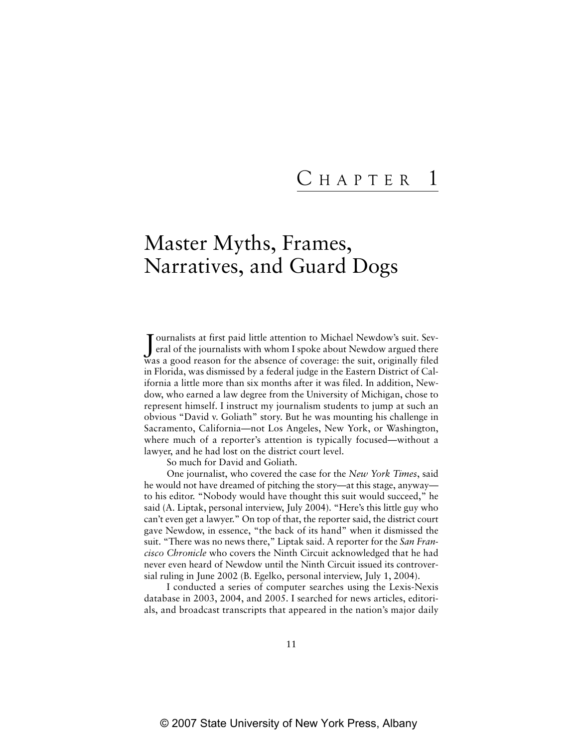# Chapter 1

# Master Myths, Frames, Narratives, and Guard Dogs

Journalists at first paid little attention to Michael Newdow's suit. Several of the journalists with whom I spoke about Newdow argued there was a good reason for the absence of coverage: the suit, originally filed in Florida, was dismissed by a federal judge in the Eastern District of California a little more than six months after it was filed. In addition, Newdow, who earned a law degree from the University of Michigan, chose to represent himself. I instruct my journalism students to jump at such an obvious "David v. Goliath" story. But he was mounting his challenge in Sacramento, California—not Los Angeles, New York, or Washington, where much of a reporter's attention is typically focused—without a lawyer, and he had lost on the district court level.

So much for David and Goliath.

One journalist, who covered the case for the *New York Times*, said he would not have dreamed of pitching the story—at this stage, anyway—to his editor. "Nobody would have thought this suit would succeed," he said (A. Liptak, personal interview, July 2004). "Here's this little guy who can't even get a lawyer." On top of that, the reporter said, the district court gave Newdow, in essence, "the back of its hand" when it dismissed the suit. "There was no news there," Liptak said. A reporter for the *San Francisco Chronicle* who covers the Ninth Circuit acknowledged that he had never even heard of Newdow until the Ninth Circuit issued its controversial ruling in June 2002 (B. Egelko, personal interview, July 1, 2004).

I conducted a series of computer searches using the Lexis-Nexis database in 2003, 2004, and 2005. I searched for news articles, editorials, and broadcast transcripts that appeared in the nation's major daily

© 2007 State University of New York Press, Albany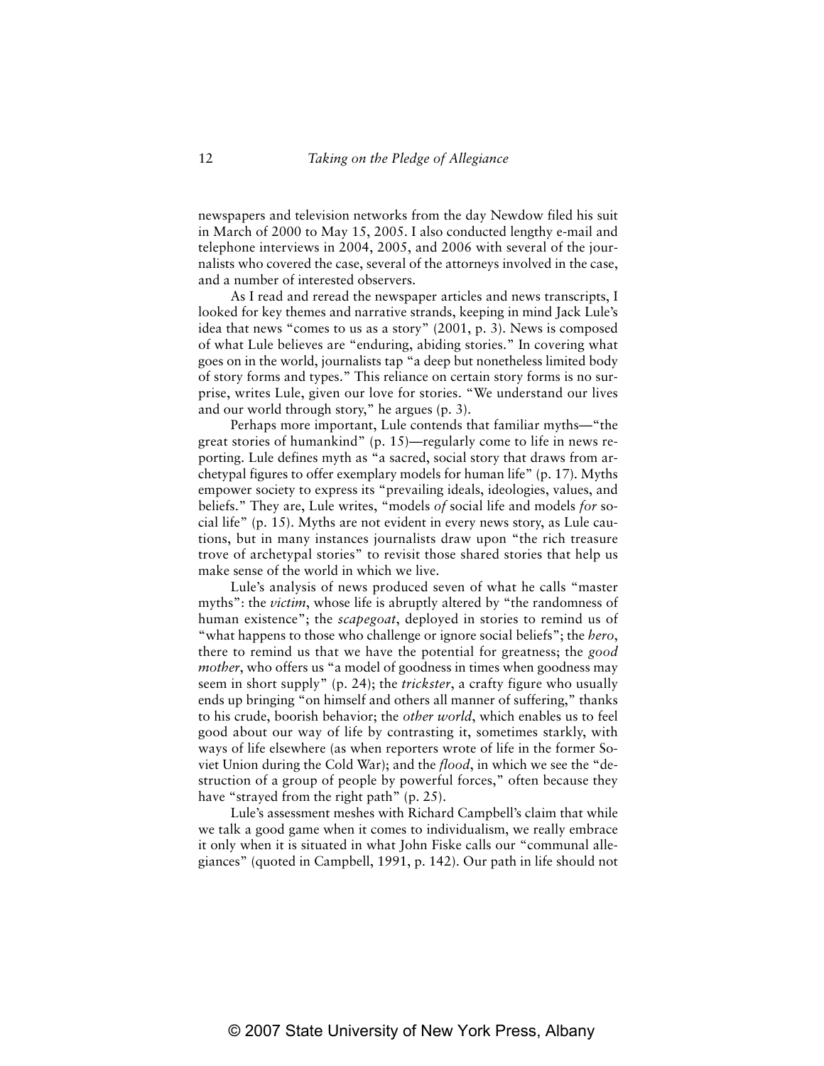newspapers and television networks from the day Newdow filed his suit in March of 2000 to May 15, 2005. I also conducted lengthy e-mail and telephone interviews in 2004, 2005, and 2006 with several of the journalists who covered the case, several of the attorneys involved in the case, and a number of interested observers.

As I read and reread the newspaper articles and news transcripts, I looked for key themes and narrative strands, keeping in mind Jack Lule's idea that news "comes to us as a story" (2001, p. 3). News is composed of what Lule believes are "enduring, abiding stories." In covering what goes on in the world, journalists tap "a deep but nonetheless limited body of story forms and types." This reliance on certain story forms is no surprise, writes Lule, given our love for stories. "We understand our lives and our world through story," he argues (p. 3).

Perhaps more important, Lule contends that familiar myths—"the great stories of humankind" (p. 15)—regularly come to life in news reporting. Lule defines myth as "a sacred, social story that draws from archetypal figures to offer exemplary models for human life" (p. 17). Myths empower society to express its "prevailing ideals, ideologies, values, and beliefs." They are, Lule writes, "models *of* social life and models *for* social life" (p. 15). Myths are not evident in every news story, as Lule cautions, but in many instances journalists draw upon "the rich treasure trove of archetypal stories" to revisit those shared stories that help us make sense of the world in which we live.

Lule's analysis of news produced seven of what he calls "master myths": the *victim*, whose life is abruptly altered by "the randomness of human existence"; the *scapegoat*, deployed in stories to remind us of "what happens to those who challenge or ignore social beliefs"; the *hero*, there to remind us that we have the potential for greatness; the *good mother*, who offers us "a model of goodness in times when goodness may seem in short supply" (p. 24); the *trickster*, a crafty figure who usually ends up bringing "on himself and others all manner of suffering," thanks to his crude, boorish behavior; the *other world*, which enables us to feel good about our way of life by contrasting it, sometimes starkly, with ways of life elsewhere (as when reporters wrote of life in the former Soviet Union during the Cold War); and the *flood*, in which we see the "destruction of a group of people by powerful forces," often because they have "strayed from the right path" (p. 25).

Lule's assessment meshes with Richard Campbell's claim that while we talk a good game when it comes to individualism, we really embrace it only when it is situated in what John Fiske calls our "communal allegiances" (quoted in Campbell, 1991, p. 142). Our path in life should not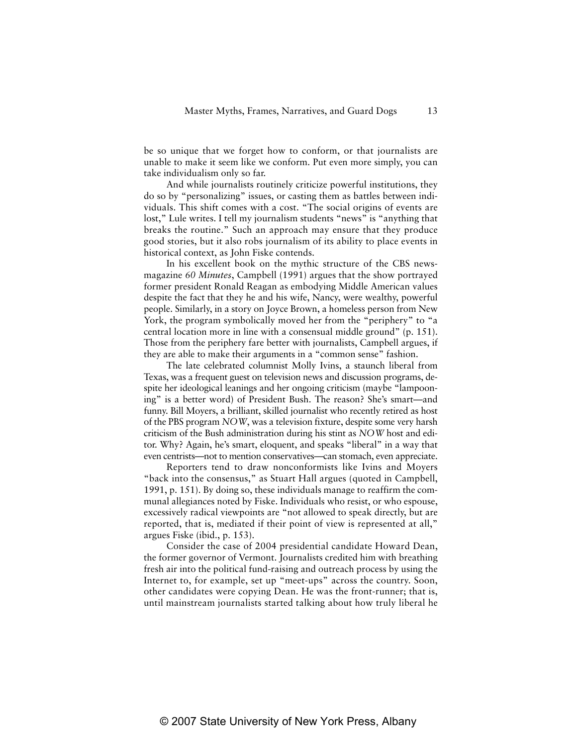be so unique that we forget how to conform, or that journalists are unable to make it seem like we conform. Put even more simply, you can take individualism only so far.

And while journalists routinely criticize powerful institutions, they do so by "personalizing" issues, or casting them as battles between individuals. This shift comes with a cost. "The social origins of events are lost," Lule writes. I tell my journalism students "news" is "anything that breaks the routine." Such an approach may ensure that they produce good stories, but it also robs journalism of its ability to place events in historical context, as John Fiske contends.

In his excellent book on the mythic structure of the CBS newsmagazine *60 Minutes*, Campbell (1991) argues that the show portrayed former president Ronald Reagan as embodying Middle American values despite the fact that they he and his wife, Nancy, were wealthy, powerful people. Similarly, in a story on Joyce Brown, a homeless person from New York, the program symbolically moved her from the "periphery" to "a central location more in line with a consensual middle ground" (p. 151). Those from the periphery fare better with journalists, Campbell argues, if they are able to make their arguments in a "common sense" fashion.

The late celebrated columnist Molly Ivins, a staunch liberal from Texas, was a frequent guest on television news and discussion programs, despite her ideological leanings and her ongoing criticism (maybe "lampooning" is a better word) of President Bush. The reason? She's smart—and funny. Bill Moyers, a brilliant, skilled journalist who recently retired as host of the PBS program *NOW*, was a television fixture, despite some very harsh criticism of the Bush administration during his stint as *NOW* host and editor. Why? Again, he's smart, eloquent, and speaks "liberal" in a way that even centrists—not to mention conservatives—can stomach, even appreciate.

Reporters tend to draw nonconformists like Ivins and Moyers "back into the consensus," as Stuart Hall argues (quoted in Campbell, 1991, p. 151). By doing so, these individuals manage to reaffirm the communal allegiances noted by Fiske. Individuals who resist, or who espouse, excessively radical viewpoints are "not allowed to speak directly, but are reported, that is, mediated if their point of view is represented at all," argues Fiske (ibid., p. 153).

Consider the case of 2004 presidential candidate Howard Dean, the former governor of Vermont. Journalists credited him with breathing fresh air into the political fund-raising and outreach process by using the Internet to, for example, set up "meet-ups" across the country. Soon, other candidates were copying Dean. He was the front-runner; that is, until mainstream journalists started talking about how truly liberal he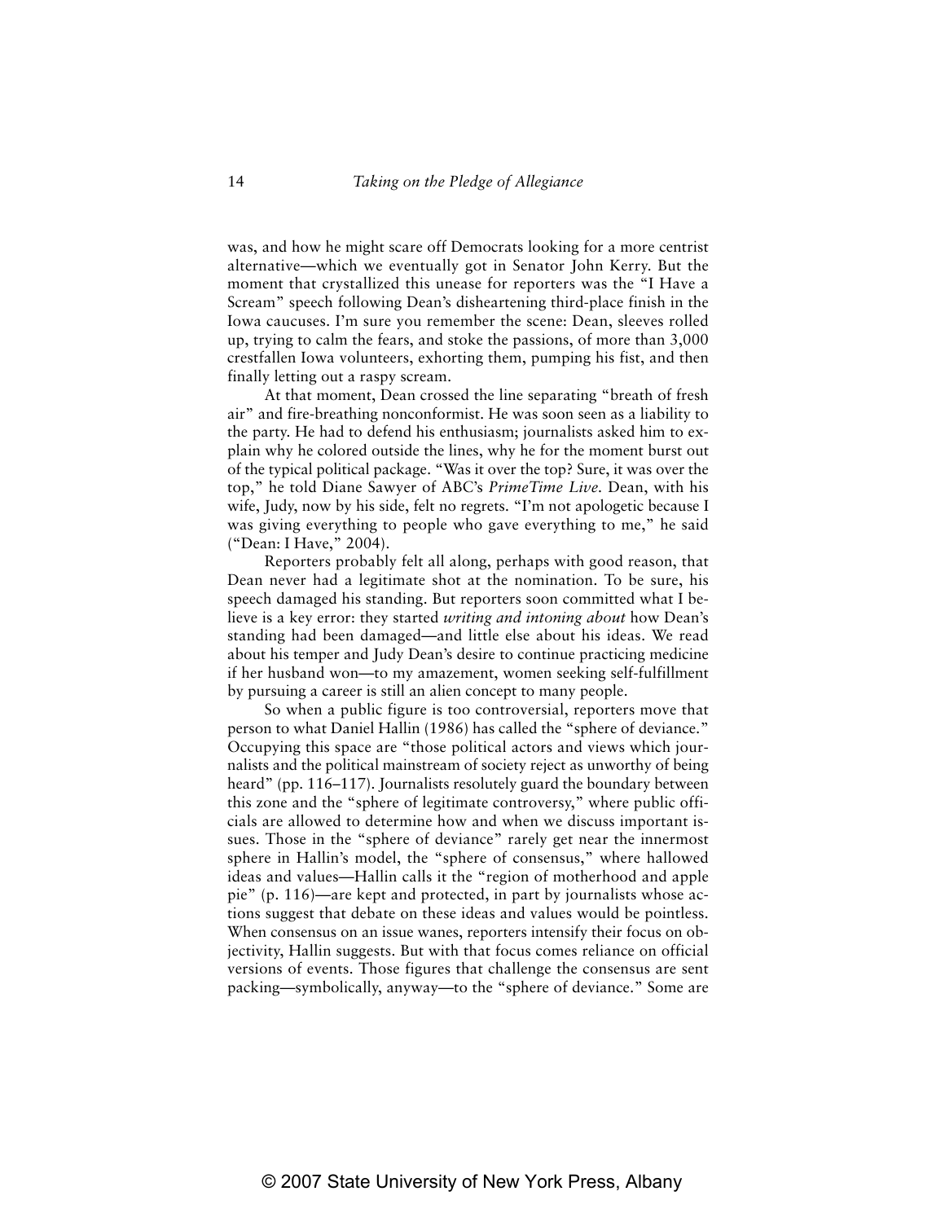was, and how he might scare off Democrats looking for a more centrist alternative—which we eventually got in Senator John Kerry. But the moment that crystallized this unease for reporters was the "I Have a Scream" speech following Dean's disheartening third-place finish in the Iowa caucuses. I'm sure you remember the scene: Dean, sleeves rolled up, trying to calm the fears, and stoke the passions, of more than 3,000 crestfallen Iowa volunteers, exhorting them, pumping his fist, and then finally letting out a raspy scream.

At that moment, Dean crossed the line separating "breath of fresh air" and fire-breathing nonconformist. He was soon seen as a liability to the party. He had to defend his enthusiasm; journalists asked him to explain why he colored outside the lines, why he for the moment burst out of the typical political package. "Was it over the top? Sure, it was over the top," he told Diane Sawyer of ABC's *PrimeTime Live*. Dean, with his wife, Judy, now by his side, felt no regrets. "I'm not apologetic because I was giving everything to people who gave everything to me," he said ("Dean: I Have," 2004).

Reporters probably felt all along, perhaps with good reason, that Dean never had a legitimate shot at the nomination. To be sure, his speech damaged his standing. But reporters soon committed what I believe is a key error: they started *writing and intoning about* how Dean's standing had been damaged—and little else about his ideas. We read about his temper and Judy Dean's desire to continue practicing medicine if her husband won—to my amazement, women seeking self-fulfillment by pursuing a career is still an alien concept to many people.

So when a public figure is too controversial, reporters move that person to what Daniel Hallin (1986) has called the "sphere of deviance." Occupying this space are "those political actors and views which journalists and the political mainstream of society reject as unworthy of being heard" (pp. 116–117). Journalists resolutely guard the boundary between this zone and the "sphere of legitimate controversy," where public officials are allowed to determine how and when we discuss important issues. Those in the "sphere of deviance" rarely get near the innermost sphere in Hallin's model, the "sphere of consensus," where hallowed ideas and values—Hallin calls it the "region of motherhood and apple pie" (p. 116)—are kept and protected, in part by journalists whose actions suggest that debate on these ideas and values would be pointless. When consensus on an issue wanes, reporters intensify their focus on objectivity, Hallin suggests. But with that focus comes reliance on official versions of events. Those figures that challenge the consensus are sent packing—symbolically, anyway—to the "sphere of deviance." Some are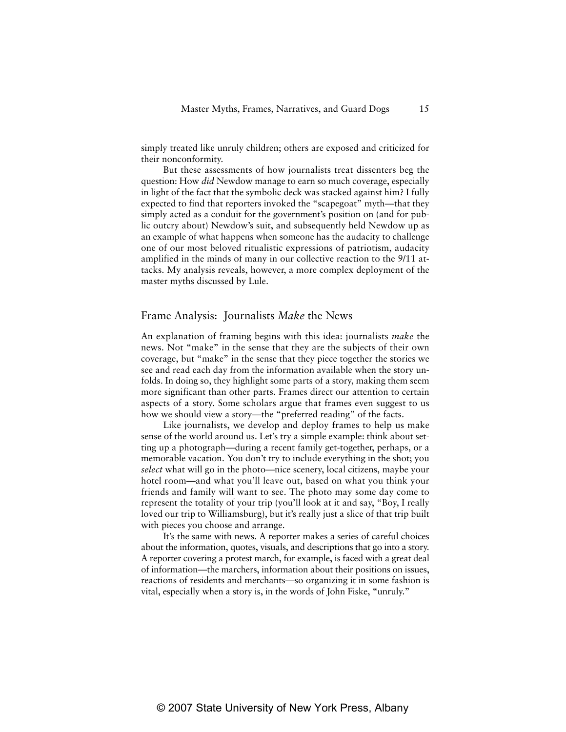simply treated like unruly children; others are exposed and criticized for their nonconformity.

But these assessments of how journalists treat dissenters beg the question: How *did* Newdow manage to earn so much coverage, especially in light of the fact that the symbolic deck was stacked against him? I fully expected to find that reporters invoked the "scapegoat" myth—that they simply acted as a conduit for the government's position on (and for public outcry about) Newdow's suit, and subsequently held Newdow up as an example of what happens when someone has the audacity to challenge one of our most beloved ritualistic expressions of patriotism, audacity amplified in the minds of many in our collective reaction to the 9/11 attacks. My analysis reveals, however, a more complex deployment of the master myths discussed by Lule.

## Frame Analysis: Journalists *Make* the News

An explanation of framing begins with this idea: journalists *make* the news. Not "make" in the sense that they are the subjects of their own coverage, but "make" in the sense that they piece together the stories we see and read each day from the information available when the story unfolds. In doing so, they highlight some parts of a story, making them seem more significant than other parts. Frames direct our attention to certain aspects of a story. Some scholars argue that frames even suggest to us how we should view a story—the "preferred reading" of the facts.

Like journalists, we develop and deploy frames to help us make sense of the world around us. Let's try a simple example: think about setting up a photograph—during a recent family get-together, perhaps, or a memorable vacation. You don't try to include everything in the shot; you *select* what will go in the photo—nice scenery, local citizens, maybe your hotel room—and what you'll leave out, based on what you think your friends and family will want to see. The photo may some day come to represent the totality of your trip (you'll look at it and say, "Boy, I really loved our trip to Williamsburg), but it's really just a slice of that trip built with pieces you choose and arrange.

It's the same with news. A reporter makes a series of careful choices about the information, quotes, visuals, and descriptions that go into a story. A reporter covering a protest march, for example, is faced with a great deal of information—the marchers, information about their positions on issues, reactions of residents and merchants—so organizing it in some fashion is vital, especially when a story is, in the words of John Fiske, "unruly."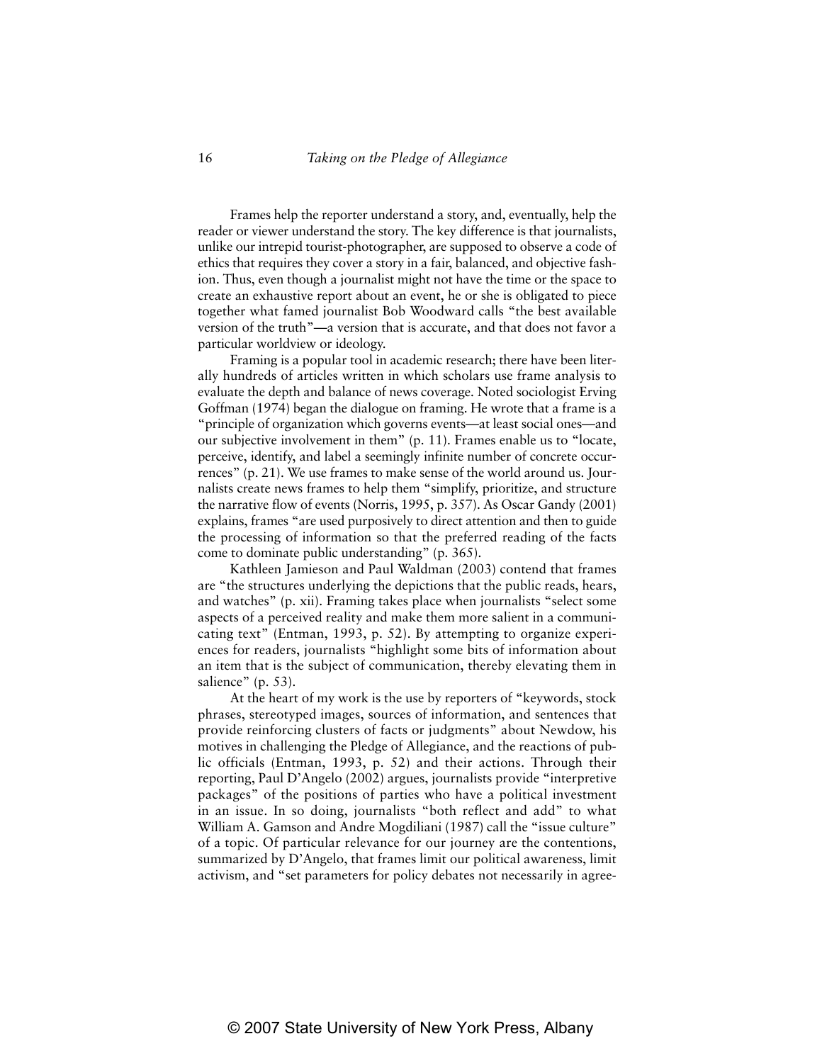Frames help the reporter understand a story, and, eventually, help the reader or viewer understand the story. The key difference is that journalists, unlike our intrepid tourist-photographer, are supposed to observe a code of ethics that requires they cover a story in a fair, balanced, and objective fashion. Thus, even though a journalist might not have the time or the space to create an exhaustive report about an event, he or she is obligated to piece together what famed journalist Bob Woodward calls "the best available version of the truth"—a version that is accurate, and that does not favor a particular worldview or ideology.

Framing is a popular tool in academic research; there have been literally hundreds of articles written in which scholars use frame analysis to evaluate the depth and balance of news coverage. Noted sociologist Erving Goffman (1974) began the dialogue on framing. He wrote that a frame is a "principle of organization which governs events—at least social ones—and our subjective involvement in them" (p. 11). Frames enable us to "locate, perceive, identify, and label a seemingly infinite number of concrete occurrences" (p. 21). We use frames to make sense of the world around us. Journalists create news frames to help them "simplify, prioritize, and structure the narrative flow of events (Norris, 1995, p. 357). As Oscar Gandy (2001) explains, frames "are used purposively to direct attention and then to guide the processing of information so that the preferred reading of the facts come to dominate public understanding" (p. 365).

Kathleen Jamieson and Paul Waldman (2003) contend that frames are "the structures underlying the depictions that the public reads, hears, and watches" (p. xii). Framing takes place when journalists "select some aspects of a perceived reality and make them more salient in a communicating text" (Entman, 1993, p. 52). By attempting to organize experiences for readers, journalists "highlight some bits of information about an item that is the subject of communication, thereby elevating them in salience" (p. 53).

At the heart of my work is the use by reporters of "keywords, stock phrases, stereotyped images, sources of information, and sentences that provide reinforcing clusters of facts or judgments" about Newdow, his motives in challenging the Pledge of Allegiance, and the reactions of public officials (Entman, 1993, p. 52) and their actions. Through their reporting, Paul D'Angelo (2002) argues, journalists provide "interpretive packages" of the positions of parties who have a political investment in an issue. In so doing, journalists "both reflect and add" to what William A. Gamson and Andre Mogdiliani (1987) call the "issue culture" of a topic. Of particular relevance for our journey are the contentions, summarized by D'Angelo, that frames limit our political awareness, limit activism, and "set parameters for policy debates not necessarily in agree-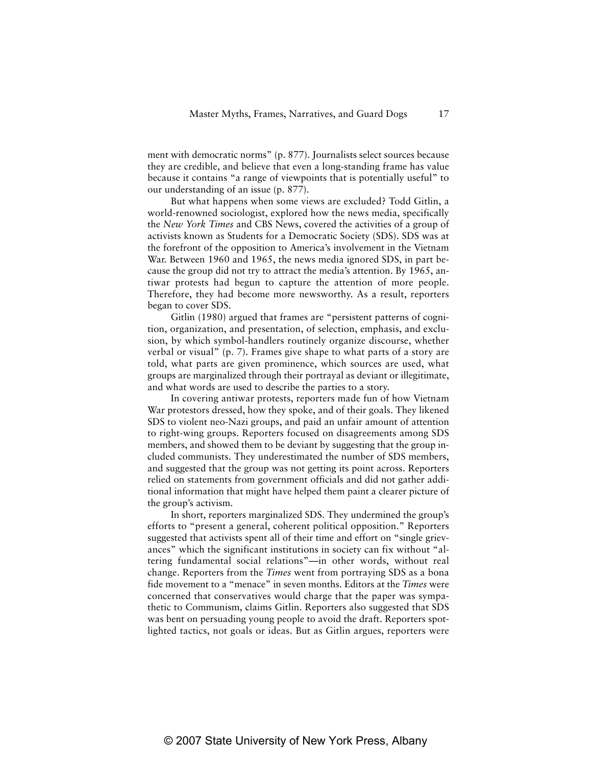ment with democratic norms" (p. 877). Journalists select sources because they are credible, and believe that even a long-standing frame has value because it contains "a range of viewpoints that is potentially useful" to our understanding of an issue (p. 877).

But what happens when some views are excluded? Todd Gitlin, a world-renowned sociologist, explored how the news media, specifically the *New York Times* and CBS News, covered the activities of a group of activists known as Students for a Democratic Society (SDS). SDS was at the forefront of the opposition to America's involvement in the Vietnam War. Between 1960 and 1965, the news media ignored SDS, in part because the group did not try to attract the media's attention. By 1965, antiwar protests had begun to capture the attention of more people. Therefore, they had become more newsworthy. As a result, reporters began to cover SDS.

Gitlin (1980) argued that frames are "persistent patterns of cognition, organization, and presentation, of selection, emphasis, and exclusion, by which symbol-handlers routinely organize discourse, whether verbal or visual" (p. 7). Frames give shape to what parts of a story are told, what parts are given prominence, which sources are used, what groups are marginalized through their portrayal as deviant or illegitimate, and what words are used to describe the parties to a story.

In covering antiwar protests, reporters made fun of how Vietnam War protestors dressed, how they spoke, and of their goals. They likened SDS to violent neo-Nazi groups, and paid an unfair amount of attention to right-wing groups. Reporters focused on disagreements among SDS members, and showed them to be deviant by suggesting that the group included communists. They underestimated the number of SDS members, and suggested that the group was not getting its point across. Reporters relied on statements from government officials and did not gather additional information that might have helped them paint a clearer picture of the group's activism.

In short, reporters marginalized SDS. They undermined the group's efforts to "present a general, coherent political opposition." Reporters suggested that activists spent all of their time and effort on "single grievances" which the significant institutions in society can fix without "altering fundamental social relations"—in other words, without real change. Reporters from the *Times* went from portraying SDS as a bona fide movement to a "menace" in seven months. Editors at the *Times* were concerned that conservatives would charge that the paper was sympathetic to Communism, claims Gitlin. Reporters also suggested that SDS was bent on persuading young people to avoid the draft. Reporters spotlighted tactics, not goals or ideas. But as Gitlin argues, reporters were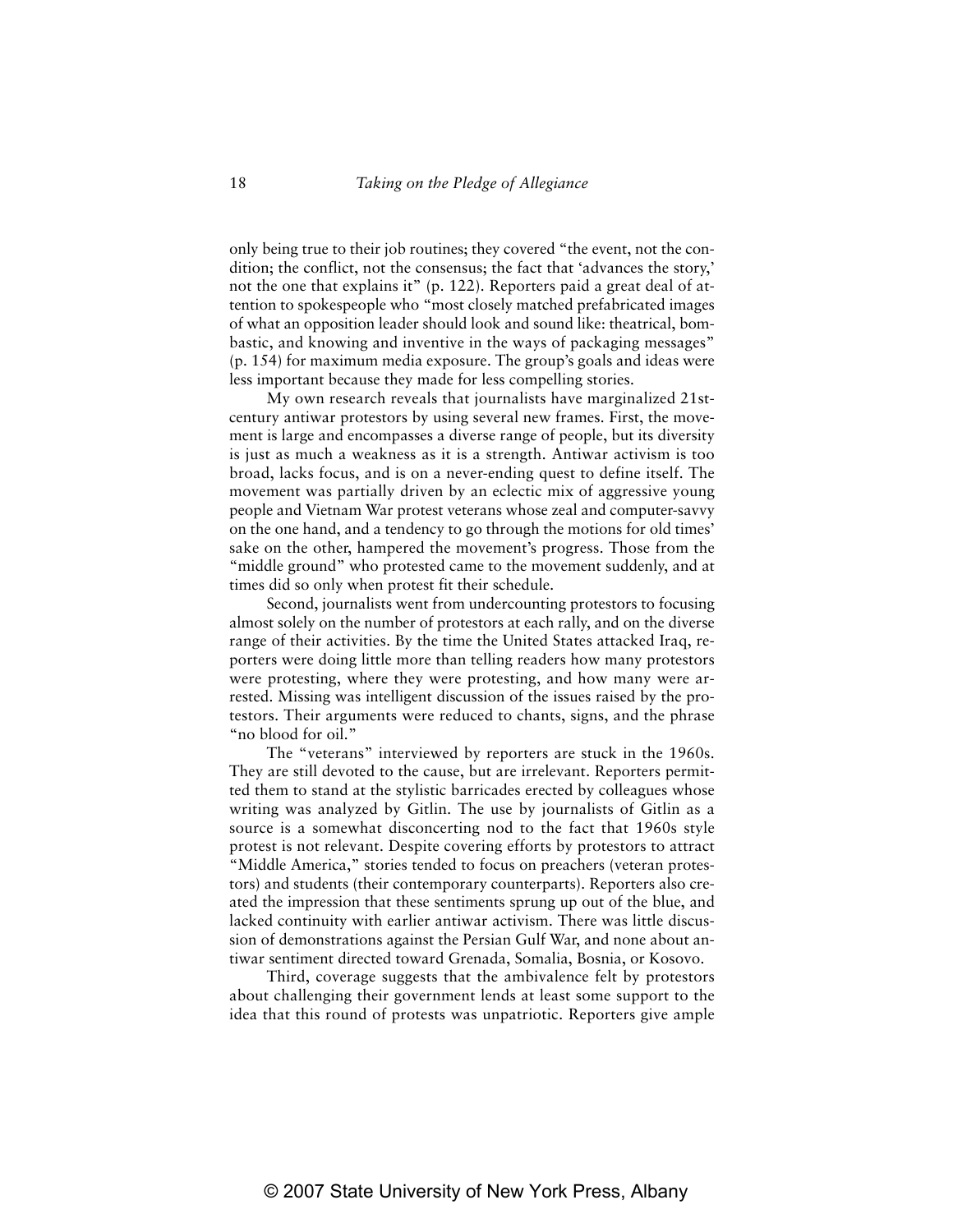only being true to their job routines; they covered "the event, not the condition; the conflict, not the consensus; the fact that 'advances the story,' not the one that explains it" (p. 122). Reporters paid a great deal of attention to spokespeople who "most closely matched prefabricated images of what an opposition leader should look and sound like: theatrical, bombastic, and knowing and inventive in the ways of packaging messages" (p. 154) for maximum media exposure. The group's goals and ideas were less important because they made for less compelling stories.

My own research reveals that journalists have marginalized 21st-century antiwar protestors by using several new frames. First, the movement is large and encompasses a diverse range of people, but its diversity is just as much a weakness as it is a strength. Antiwar activism is too broad, lacks focus, and is on a never-ending quest to define itself. The movement was partially driven by an eclectic mix of aggressive young people and Vietnam War protest veterans whose zeal and computer-savvy on the one hand, and a tendency to go through the motions for old times' sake on the other, hampered the movement's progress. Those from the "middle ground" who protested came to the movement suddenly, and at times did so only when protest fit their schedule.

Second, journalists went from undercounting protestors to focusing almost solely on the number of protestors at each rally, and on the diverse range of their activities. By the time the United States attacked Iraq, reporters were doing little more than telling readers how many protestors were protesting, where they were protesting, and how many were arrested. Missing was intelligent discussion of the issues raised by the protestors. Their arguments were reduced to chants, signs, and the phrase "no blood for oil."

The "veterans" interviewed by reporters are stuck in the 1960s. They are still devoted to the cause, but are irrelevant. Reporters permitted them to stand at the stylistic barricades erected by colleagues whose writing was analyzed by Gitlin. The use by journalists of Gitlin as a source is a somewhat disconcerting nod to the fact that 1960s style protest is not relevant. Despite covering efforts by protestors to attract "Middle America," stories tended to focus on preachers (veteran protestors) and students (their contemporary counterparts). Reporters also created the impression that these sentiments sprung up out of the blue, and lacked continuity with earlier antiwar activism. There was little discussion of demonstrations against the Persian Gulf War, and none about antiwar sentiment directed toward Grenada, Somalia, Bosnia, or Kosovo.

Third, coverage suggests that the ambivalence felt by protestors about challenging their government lends at least some support to the idea that this round of protests was unpatriotic. Reporters give ample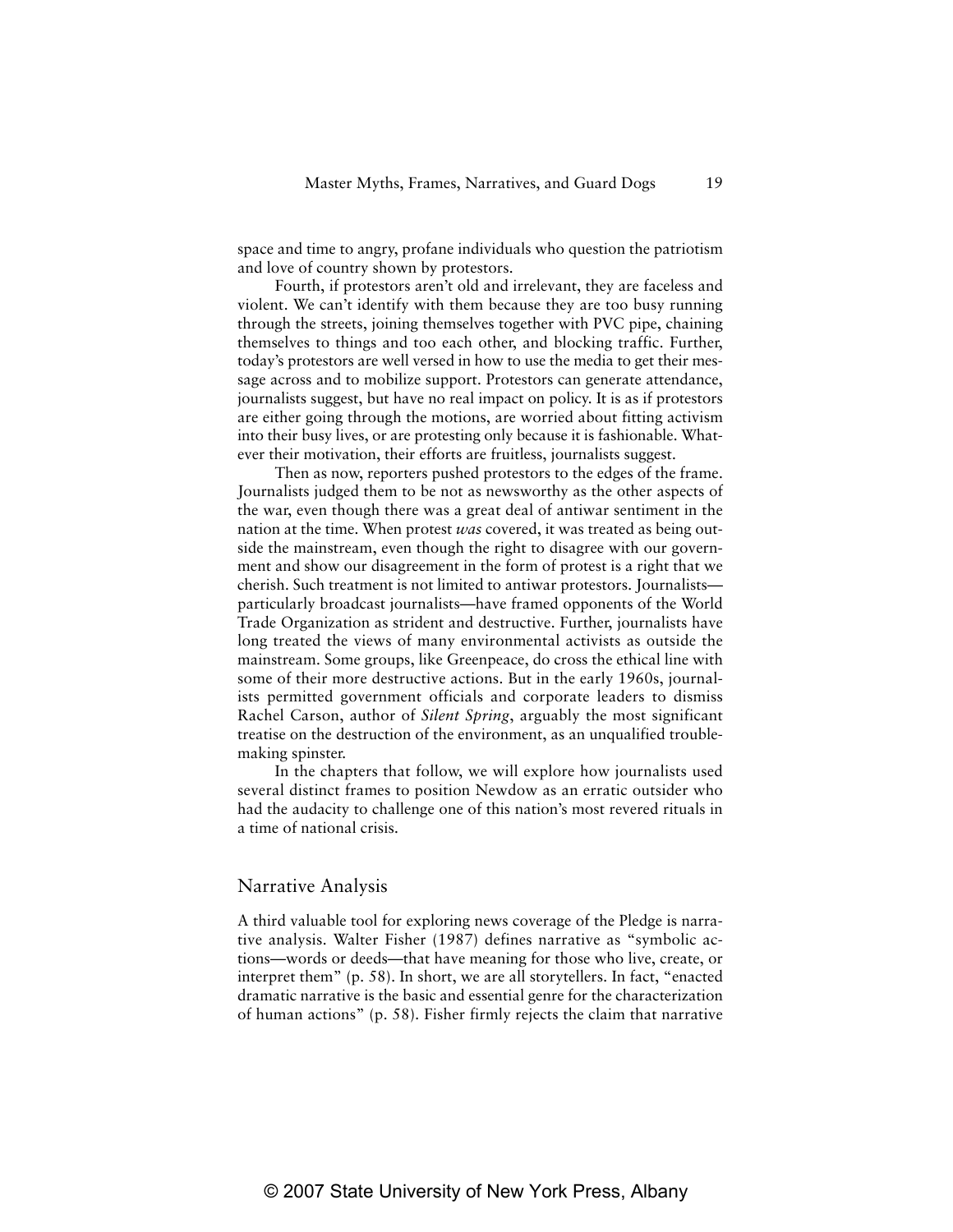space and time to angry, profane individuals who question the patriotism and love of country shown by protestors.

Fourth, if protestors aren't old and irrelevant, they are faceless and violent. We can't identify with them because they are too busy running through the streets, joining themselves together with PVC pipe, chaining themselves to things and too each other, and blocking traffic. Further, today's protestors are well versed in how to use the media to get their message across and to mobilize support. Protestors can generate attendance, journalists suggest, but have no real impact on policy. It is as if protestors are either going through the motions, are worried about fitting activism into their busy lives, or are protesting only because it is fashionable. Whatever their motivation, their efforts are fruitless, journalists suggest.

Then as now, reporters pushed protestors to the edges of the frame. Journalists judged them to be not as newsworthy as the other aspects of the war, even though there was a great deal of antiwar sentiment in the nation at the time. When protest *was* covered, it was treated as being outside the mainstream, even though the right to disagree with our government and show our disagreement in the form of protest is a right that we cherish. Such treatment is not limited to antiwar protestors. Journalists—particularly broadcast journalists—have framed opponents of the World Trade Organization as strident and destructive. Further, journalists have long treated the views of many environmental activists as outside the mainstream. Some groups, like Greenpeace, do cross the ethical line with some of their more destructive actions. But in the early 1960s, journalists permitted government officials and corporate leaders to dismiss Rachel Carson, author of *Silent Spring*, arguably the most significant treatise on the destruction of the environment, as an unqualified troublemaking spinster.

In the chapters that follow, we will explore how journalists used several distinct frames to position Newdow as an erratic outsider who had the audacity to challenge one of this nation's most revered rituals in a time of national crisis.

## Narrative Analysis

A third valuable tool for exploring news coverage of the Pledge is narrative analysis. Walter Fisher (1987) defines narrative as "symbolic actions—words or deeds—that have meaning for those who live, create, or interpret them" (p. 58). In short, we are all storytellers. In fact, "enacted dramatic narrative is the basic and essential genre for the characterization of human actions" (p. 58). Fisher firmly rejects the claim that narrative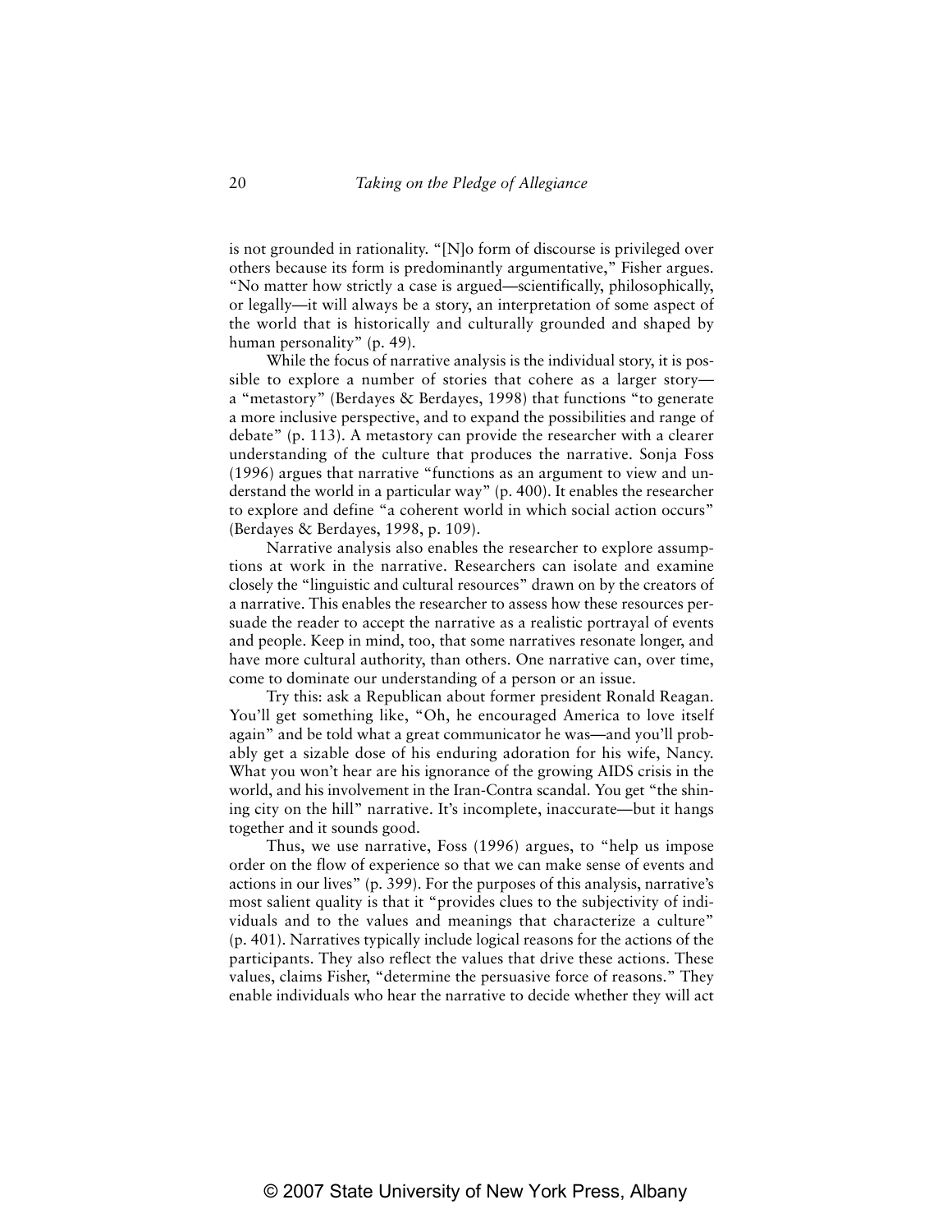is not grounded in rationality. "[N]o form of discourse is privileged over others because its form is predominantly argumentative," Fisher argues. "No matter how strictly a case is argued—scientifically, philosophically, or legally—it will always be a story, an interpretation of some aspect of the world that is historically and culturally grounded and shaped by human personality" (p. 49).

While the focus of narrative analysis is the individual story, it is possible to explore a number of stories that cohere as a larger story—a "metastory" (Berdayes & Berdayes, 1998) that functions "to generate a more inclusive perspective, and to expand the possibilities and range of debate" (p. 113). A metastory can provide the researcher with a clearer understanding of the culture that produces the narrative. Sonja Foss (1996) argues that narrative "functions as an argument to view and understand the world in a particular way" (p. 400). It enables the researcher to explore and define "a coherent world in which social action occurs" (Berdayes & Berdayes, 1998, p. 109).

Narrative analysis also enables the researcher to explore assumptions at work in the narrative. Researchers can isolate and examine closely the "linguistic and cultural resources" drawn on by the creators of a narrative. This enables the researcher to assess how these resources persuade the reader to accept the narrative as a realistic portrayal of events and people. Keep in mind, too, that some narratives resonate longer, and have more cultural authority, than others. One narrative can, over time, come to dominate our understanding of a person or an issue.

Try this: ask a Republican about former president Ronald Reagan. You'll get something like, "Oh, he encouraged America to love itself again" and be told what a great communicator he was—and you'll probably get a sizable dose of his enduring adoration for his wife, Nancy. What you won't hear are his ignorance of the growing AIDS crisis in the world, and his involvement in the Iran-Contra scandal. You get "the shining city on the hill" narrative. It's incomplete, inaccurate—but it hangs together and it sounds good.

Thus, we use narrative, Foss (1996) argues, to "help us impose order on the flow of experience so that we can make sense of events and actions in our lives" (p. 399). For the purposes of this analysis, narrative's most salient quality is that it "provides clues to the subjectivity of individuals and to the values and meanings that characterize a culture" (p. 401). Narratives typically include logical reasons for the actions of the participants. They also reflect the values that drive these actions. These values, claims Fisher, "determine the persuasive force of reasons." They enable individuals who hear the narrative to decide whether they will act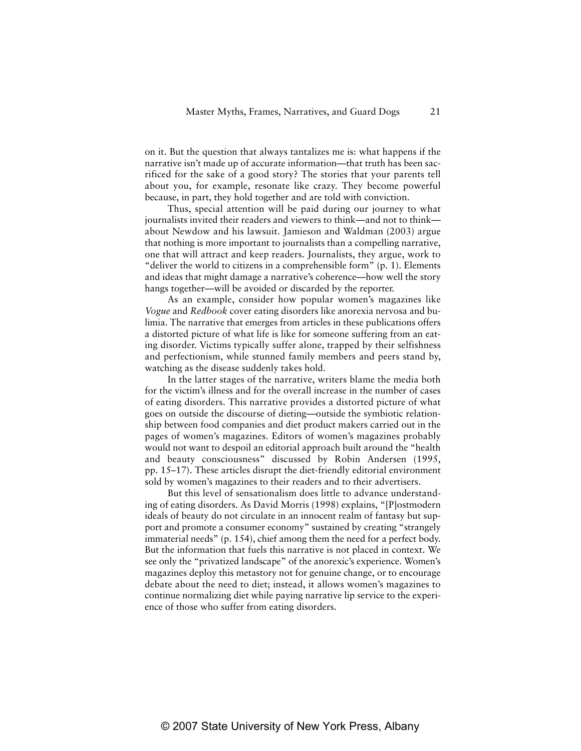on it. But the question that always tantalizes me is: what happens if the narrative isn't made up of accurate information—that truth has been sacrificed for the sake of a good story? The stories that your parents tell about you, for example, resonate like crazy. They become powerful because, in part, they hold together and are told with conviction.

Thus, special attention will be paid during our journey to what journalists invited their readers and viewers to think—and not to think—about Newdow and his lawsuit. Jamieson and Waldman (2003) argue that nothing is more important to journalists than a compelling narrative, one that will attract and keep readers. Journalists, they argue, work to "deliver the world to citizens in a comprehensible form" (p. 1). Elements and ideas that might damage a narrative's coherence—how well the story hangs together—will be avoided or discarded by the reporter.

As an example, consider how popular women's magazines like *Vogue* and *Redbook* cover eating disorders like anorexia nervosa and bulimia. The narrative that emerges from articles in these publications offers a distorted picture of what life is like for someone suffering from an eating disorder. Victims typically suffer alone, trapped by their selfishness and perfectionism, while stunned family members and peers stand by, watching as the disease suddenly takes hold.

In the latter stages of the narrative, writers blame the media both for the victim's illness and for the overall increase in the number of cases of eating disorders. This narrative provides a distorted picture of what goes on outside the discourse of dieting—outside the symbiotic relationship between food companies and diet product makers carried out in the pages of women's magazines. Editors of women's magazines probably would not want to despoil an editorial approach built around the "health and beauty consciousness" discussed by Robin Andersen (1995, pp. 15–17). These articles disrupt the diet-friendly editorial environment sold by women's magazines to their readers and to their advertisers.

But this level of sensationalism does little to advance understanding of eating disorders. As David Morris (1998) explains, "[P]ostmodern ideals of beauty do not circulate in an innocent realm of fantasy but support and promote a consumer economy" sustained by creating "strangely immaterial needs" (p. 154), chief among them the need for a perfect body. But the information that fuels this narrative is not placed in context. We see only the "privatized landscape" of the anorexic's experience. Women's magazines deploy this metastory not for genuine change, or to encourage debate about the need to diet; instead, it allows women's magazines to continue normalizing diet while paying narrative lip service to the experience of those who suffer from eating disorders.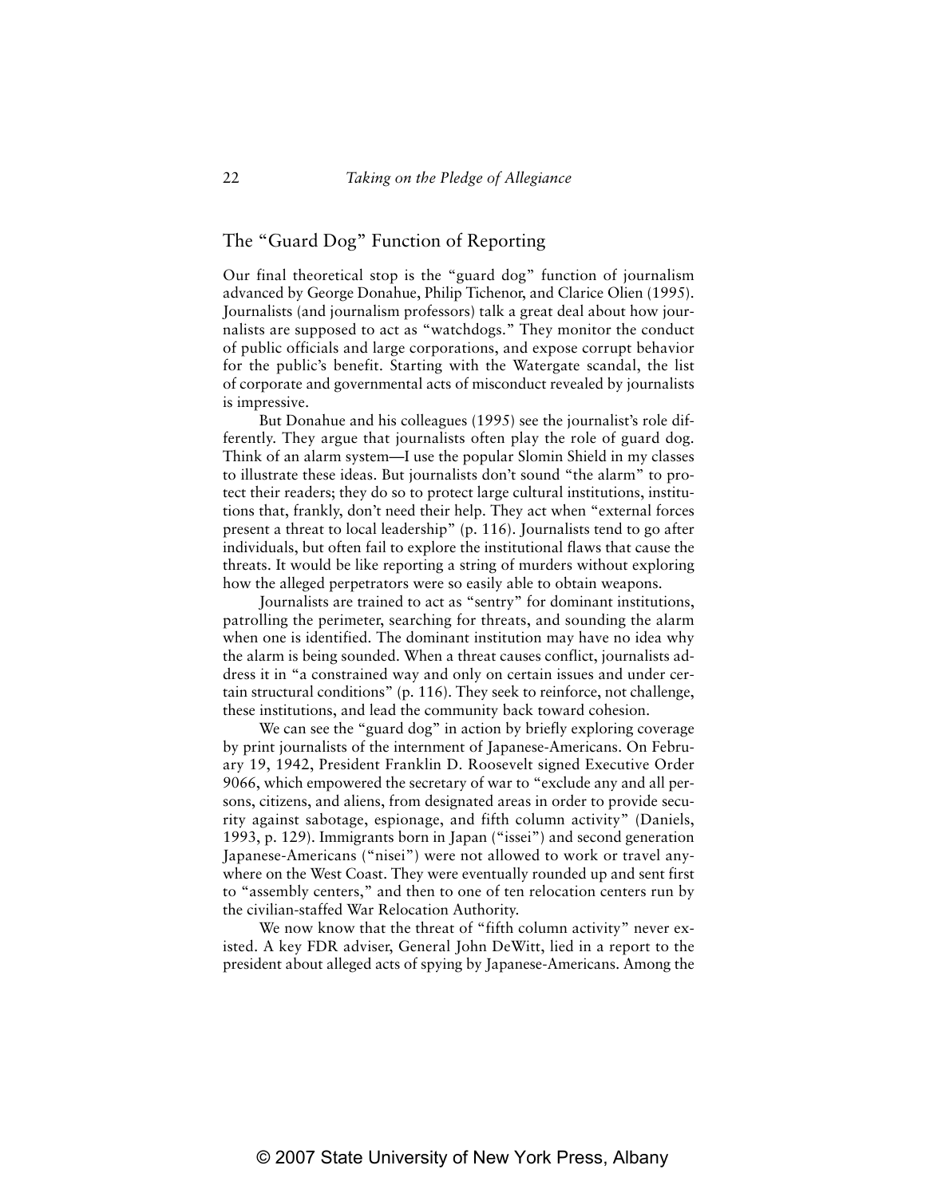## The "Guard Dog" Function of Reporting

Our final theoretical stop is the "guard dog" function of journalism advanced by George Donahue, Philip Tichenor, and Clarice Olien (1995). Journalists (and journalism professors) talk a great deal about how journalists are supposed to act as "watchdogs." They monitor the conduct of public officials and large corporations, and expose corrupt behavior for the public's benefit. Starting with the Watergate scandal, the list of corporate and governmental acts of misconduct revealed by journalists is impressive.

But Donahue and his colleagues (1995) see the journalist's role differently. They argue that journalists often play the role of guard dog. Think of an alarm system—I use the popular Slomin Shield in my classes to illustrate these ideas. But journalists don't sound "the alarm" to protect their readers; they do so to protect large cultural institutions, institutions that, frankly, don't need their help. They act when "external forces present a threat to local leadership" (p. 116). Journalists tend to go after individuals, but often fail to explore the institutional flaws that cause the threats. It would be like reporting a string of murders without exploring how the alleged perpetrators were so easily able to obtain weapons.

Journalists are trained to act as "sentry" for dominant institutions, patrolling the perimeter, searching for threats, and sounding the alarm when one is identified. The dominant institution may have no idea why the alarm is being sounded. When a threat causes conflict, journalists address it in "a constrained way and only on certain issues and under certain structural conditions" (p. 116). They seek to reinforce, not challenge, these institutions, and lead the community back toward cohesion.

We can see the "guard dog" in action by briefly exploring coverage by print journalists of the internment of Japanese-Americans. On February 19, 1942, President Franklin D. Roosevelt signed Executive Order 9066, which empowered the secretary of war to "exclude any and all persons, citizens, and aliens, from designated areas in order to provide security against sabotage, espionage, and fifth column activity" (Daniels, 1993, p. 129). Immigrants born in Japan ("issei") and second generation Japanese-Americans ("nisei") were not allowed to work or travel anywhere on the West Coast. They were eventually rounded up and sent first to "assembly centers," and then to one of ten relocation centers run by the civilian-staffed War Relocation Authority.

We now know that the threat of "fifth column activity" never existed. A key FDR adviser, General John DeWitt, lied in a report to the president about alleged acts of spying by Japanese-Americans. Among the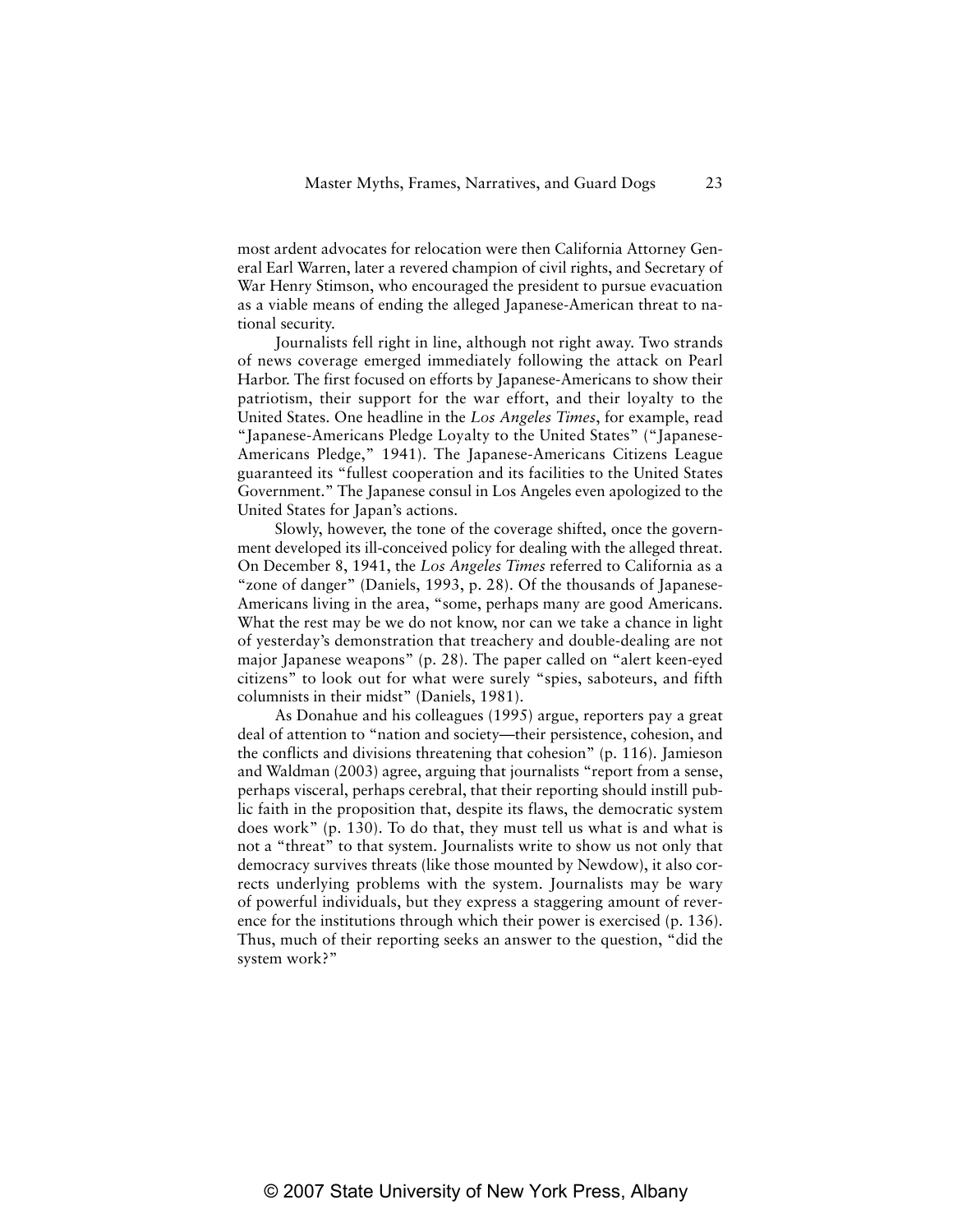most ardent advocates for relocation were then California Attorney General Earl Warren, later a revered champion of civil rights, and Secretary of War Henry Stimson, who encouraged the president to pursue evacuation as a viable means of ending the alleged Japanese-American threat to national security.

Journalists fell right in line, although not right away. Two strands of news coverage emerged immediately following the attack on Pearl Harbor. The first focused on efforts by Japanese-Americans to show their patriotism, their support for the war effort, and their loyalty to the United States. One headline in the *Los Angeles Times*, for example, read "Japanese-Americans Pledge Loyalty to the United States" ("Japanese-Americans Pledge," 1941). The Japanese-Americans Citizens League guaranteed its "fullest cooperation and its facilities to the United States Government." The Japanese consul in Los Angeles even apologized to the United States for Japan's actions.

Slowly, however, the tone of the coverage shifted, once the government developed its ill-conceived policy for dealing with the alleged threat. On December 8, 1941, the *Los Angeles Times* referred to California as a "zone of danger" (Daniels, 1993, p. 28). Of the thousands of Japanese-Americans living in the area, "some, perhaps many are good Americans. What the rest may be we do not know, nor can we take a chance in light of yesterday's demonstration that treachery and double-dealing are not major Japanese weapons" (p. 28). The paper called on "alert keen-eyed citizens" to look out for what were surely "spies, saboteurs, and fifth columnists in their midst" (Daniels, 1981).

As Donahue and his colleagues (1995) argue, reporters pay a great deal of attention to "nation and society—their persistence, cohesion, and the conflicts and divisions threatening that cohesion" (p. 116). Jamieson and Waldman (2003) agree, arguing that journalists "report from a sense, perhaps visceral, perhaps cerebral, that their reporting should instill public faith in the proposition that, despite its flaws, the democratic system does work" (p. 130). To do that, they must tell us what is and what is not a "threat" to that system. Journalists write to show us not only that democracy survives threats (like those mounted by Newdow), it also corrects underlying problems with the system. Journalists may be wary of powerful individuals, but they express a staggering amount of reverence for the institutions through which their power is exercised (p. 136). Thus, much of their reporting seeks an answer to the question, "did the system work?"